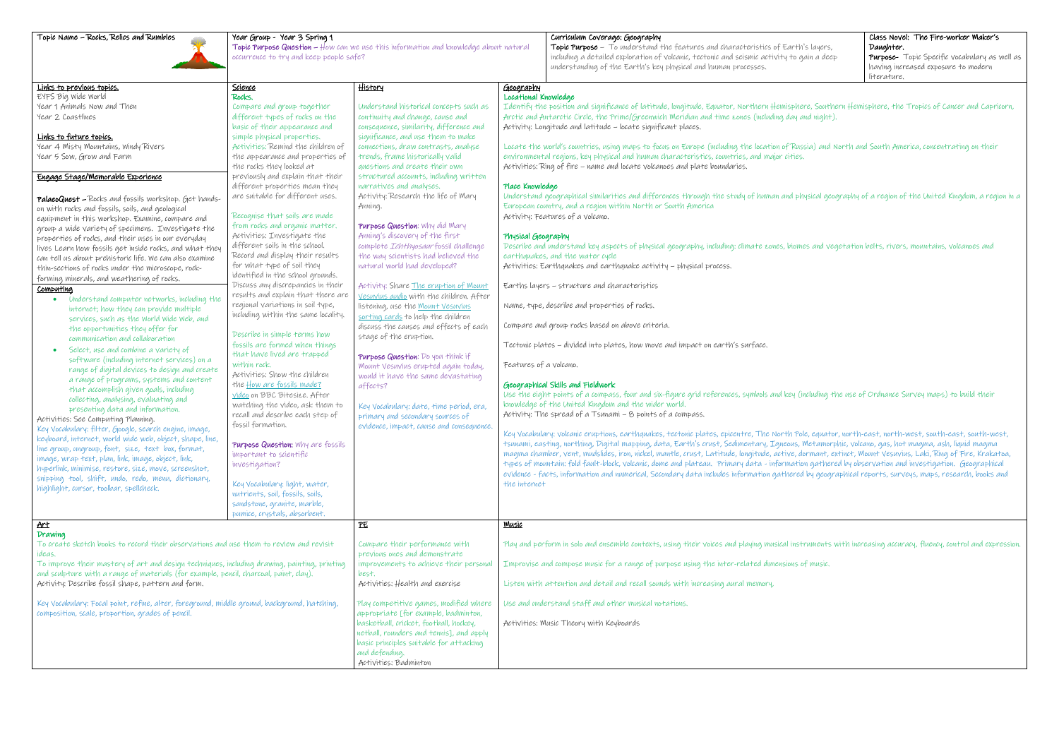**Topic Name – Rocks, Relics and Rumbles**

**Year Group - Year 3 Spring 1**

**Topic Purpose Question** – How can we use this information and knowledge about natural occurrence to try and keep people safe?

**Curriculum Coverage: Geography**

**Topic Purpose** – To understand the features and characteristics of Earth's layers, including a detailed exploration of volcanic, tectonic and seismic activity to gain a deep understanding of the Earth's key physical and human processes.

**Class Novel: The Fire-worker Maker's Daughter.**

**Purpose-** Topic Specific vocabulary as well as having increased exposure to modern literature.

## Links to previous topics.

EYFS Big Wide World
Year 1 Animals Now and Then
Year 2 Coastlines

## Links to future topics.

Year 4 Misty Mountains, Windy Rivers
Year 5 Sow, Grow and Farm

## Engage Stage/Memorable Experience

**PalaeoQuest** – Rocks and fossils workshop. Get hands-on with rocks and fossils, soils, and geological equipment in this workshop. Examine, compare and group a wide variety of specimens. Investigate the properties of rocks, and their uses in our everyday lives Learn how fossils get inside rocks, and what they can tell us about prehistoric life. We can also examine thin-sections of rocks under the microscope, rock-forming minerals, and weathering of rocks.

## Computing

- Understand computer networks, including the internet; how they can provide multiple services, such as the World Wide Web, and the opportunities they offer for communication and collaboration
- Select, use and combine a variety of software (including internet services) on a range of digital devices to design and create a range of programs, systems and content that accomplish given goals, including collecting, analysing, evaluating and presenting data and information.

Activities: See Computing Planning.

Key Vocabulary: filter, Google, search engine, image, keyboard, internet, world wide web, object, shape, line, line group, ungroup, font, size, text box, format, image, wrap text, plan, link, image, object, link, hyperlink, minimise, restore, size, move, screenshot, snipping tool, shift, undo, redo, menu, dictionary, highlight, cursor, toolbar, spellcheck.

## Science

**Rocks.**

Compare and group together different types of rocks on the basic of their appearance and simple physical properties.

Activities: Remind the children of the appearance and properties of the rocks they looked at previously and explain that their different properties mean they are suitable for different uses.

Recognise that soils are made from rocks and organic matter.

Activities: Investigate the different soils in the school. Record and display their results for what type of soil they identified in the school grounds. Discuss any discrepancies in their results and explain that there are regional variations in soil type, including within the same locality.

Describe in simple terms how fossils are formed when things that have lived are trapped within rock.

Activities: Show the children the How are fossils made? Video on BBC Bitesize. After watching the video, ask them to recall and describe each step of fossil formation.

**Purpose Question:** Why are fossils important to scientific investigation?

Key Vocabulary: light, water, nutrients, soil, fossils, soils, sandstone, granite, marble, pumice, crystals, absorbent.

## History

Understand historical concepts such as continuity and change, cause and consequence, similarity, difference and significance, and use them to make connections, draw contrasts, analyse trends, frame historically valid questions and create their own structured accounts, including written narratives and analyses.

Activity: Research the life of Mary Anning.

**Purpose Question:** Why did Mary Anning's discovery of the first complete *Ichthyosaur* fossil challenge the way scientists had believed the natural world had developed?

Activity: Share The eruption of Mount Vesuvius audio with the children. After listening, use the Mount Vesuvius sorting cards to help the children discuss the causes and effects of each stage of the eruption.

**Purpose Question:** Do you think if Mount Vesuvius erupted again today, would it have the same devastating affects?

Key Vocabulary: date, time period, era, primary and secondary sources of evidence, impact, cause and consequence.

## Geography

### Locational Knowledge

Identify the position and significance of latitude, longitude, Equator, Northern Hemisphere, Southern Hemisphere, the Tropics of Cancer and Capricorn, Arctic and Antarctic Circle, the Prime/Greenwich Meridian and time zones (including day and night).

Activity: Longitude and latitude – locate significant places.

Locate the world's countries, using maps to focus on Europe (including the location of Russia) and North and South America, concentrating on their environmental regions, key physical and human characteristics, countries, and major cities.

Activities: Ring of fire – name and locate volcanoes and plate boundaries.

### Place Knowledge

Understand geographical similarities and differences through the study of human and physical geography of a region of the United Kingdom, a region in a European country, and a region within North or South America

Activity: Features of a volcano.

### Physical Geography

Describe and understand key aspects of physical geography, including: climate zones, biomes and vegetation belts, rivers, mountains, volcanoes and earthquakes, and the water cycle

Activities: Earthquakes and earthquake activity – physical process.

Earths layers – structure and characteristics

Name, type, describe and properties of rocks.

Compare and group rocks based on above criteria.

Tectonic plates – divided into plates, how move and impact on earth's surface.

Features of a volcano.

### Geographical Skills and Fieldwork

Use the eight points of a compass, four and six-figure grid references, symbols and key (including the use of Ordnance Survey maps) to build their knowledge of the United Kingdom and the wider world.

Activity: The spread of a Tsunami – 8 points of a compass.

Key Vocabulary: volcanic eruptions, earthquakes, tectonic plates, epicentre, The North Pole, equator, north-east, north-west, south-east, south-west, tsunami, easting, northing, Digital mapping, data, Earth's crust, Sedimentary, Igneous, Metamorphic, volcano, gas, hot magma, ash, liquid magma magma chamber, vent, mudslides, iron, nickel, mantle, crust, Latitude, longitude, active, dormant, extinct, Mount Vesuvius, Laki, Ring of Fire, Krakatoa, types of mountain: fold fault-block, volcanic, dome and plateau. Primary data - information gathered by observation and investigation. Geographical evidence - facts, information and numerical, Secondary data includes information gathered by geographical reports, surveys, maps, research, books and the internet

## Art

### Drawing

To create sketch books to record their observations and use them to review and revisit ideas.

To improve their mastery of art and design techniques, including drawing, painting, printing and sculpture with a range of materials (for example, pencil, charcoal, paint, clay).

Activity: Describe fossil shape, pattern and form.

Key Vocabulary: Focal point, refine, alter, foreground, middle ground, background, hatching, composition, scale, proportion, grades of pencil.

## PE

Compare their performance with previous ones and demonstrate improvements to achieve their personal best.

Activities: Health and exercise

Play competitive games, modified where appropriate [for example, badminton, basketball, cricket, football, hockey, netball, rounders and tennis], and apply basic principles suitable for attacking and defending.

Activities: Badminton

## Music

Play and perform in solo and ensemble contexts, using their voices and playing musical instruments with increasing accuracy, fluency, control and expression.

Improvise and compose music for a range of purpose using the inter-related dimensions of music.

Listen with attention and detail and recall sounds with increasing aural memory.

Use and understand staff and other musical notations.

Activities: Music Theory with Keyboards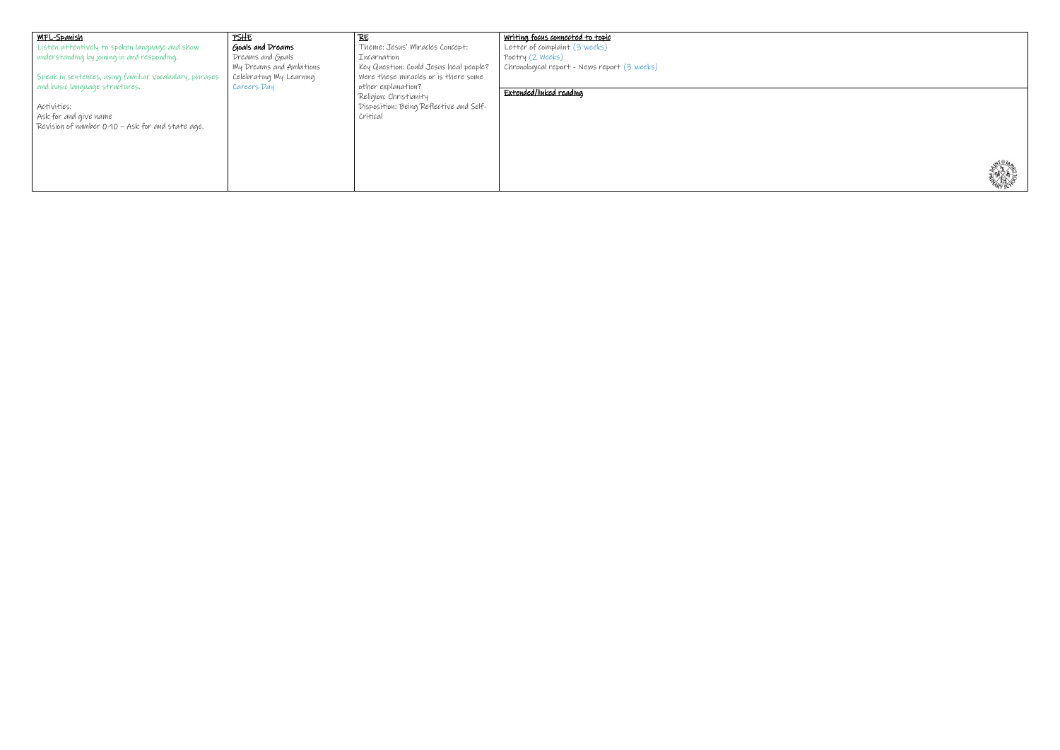| MFL-Spanish | PSHE | RE | Writing focus connected to topic |
|---|---|---|---|
| Listen attentively to spoken language and show understanding by joining in and responding.<br><br>Speak in sentences, using familiar vocabulary, phrases and basic language structures.<br><br>Activities:<br>Ask for and give name<br>Revision of number 0-10 – Ask for and state age. | **Goals and Dreams**<br>Dreams and Goals<br>My Dreams and Ambitions<br>Celebrating My Learning<br>Careers Day | Theme: Jesus' Miracles Concept: Incarnation<br>Key Question: Could Jesus heal people? Were these miracles or is there some other explanation?<br>Religion: Christianity<br>Disposition: Being Reflective and Self-Critical | Letter of complaint (3 weeks)<br>Poetry (2 Weeks)<br>Chronological report - News report (3 weeks)<br><br>**Extended/linked reading** |